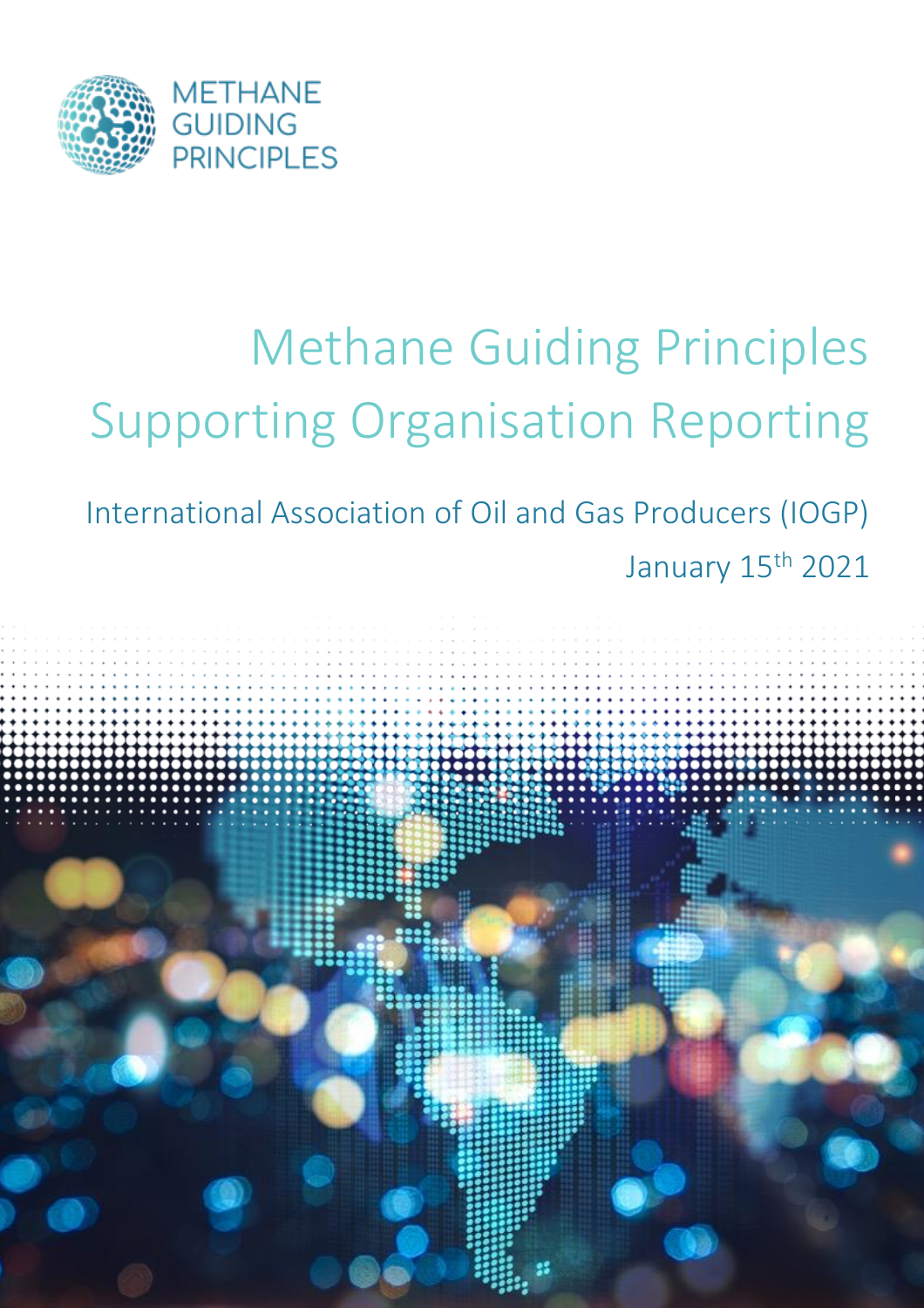METHANE GUIDING PRINCIPLES

# Methane Guiding Principles Supporting Organisation Reporting

International Association of Oil and Gas Producers (IOGP)

January 15th 2021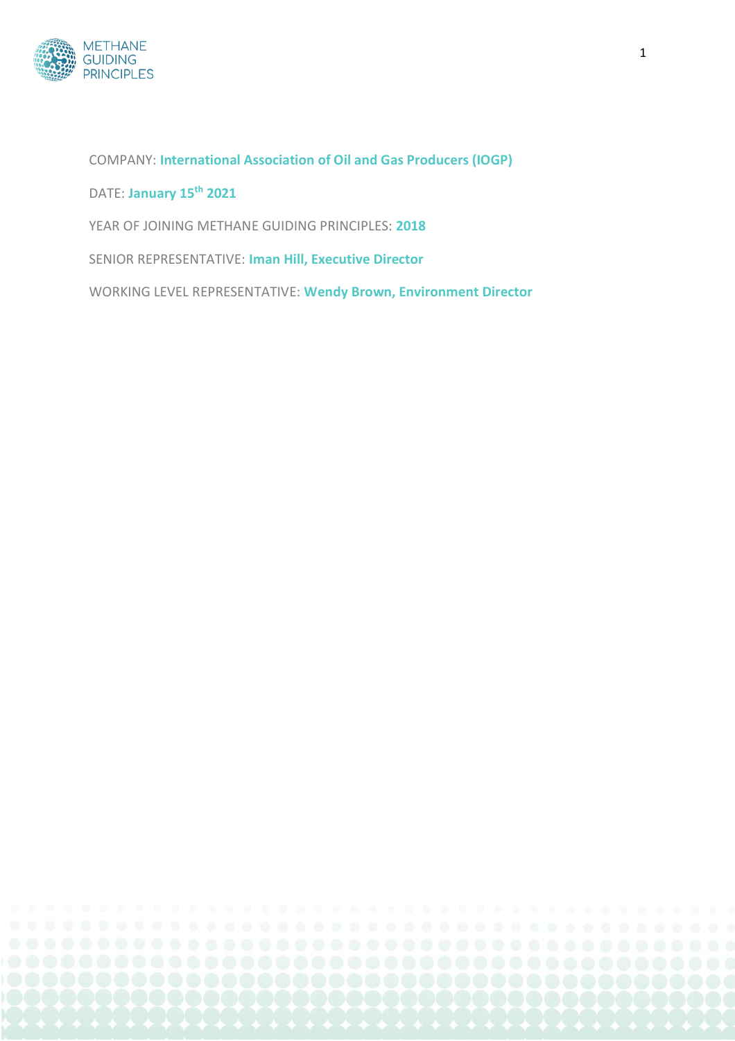COMPANY: **International Association of Oil and Gas Producers (IOGP)**

DATE: **January 15th 2021**

YEAR OF JOINING METHANE GUIDING PRINCIPLES: **2018**

SENIOR REPRESENTATIVE: **Iman Hill, Executive Director**

WORKING LEVEL REPRESENTATIVE: **Wendy Brown, Environment Director**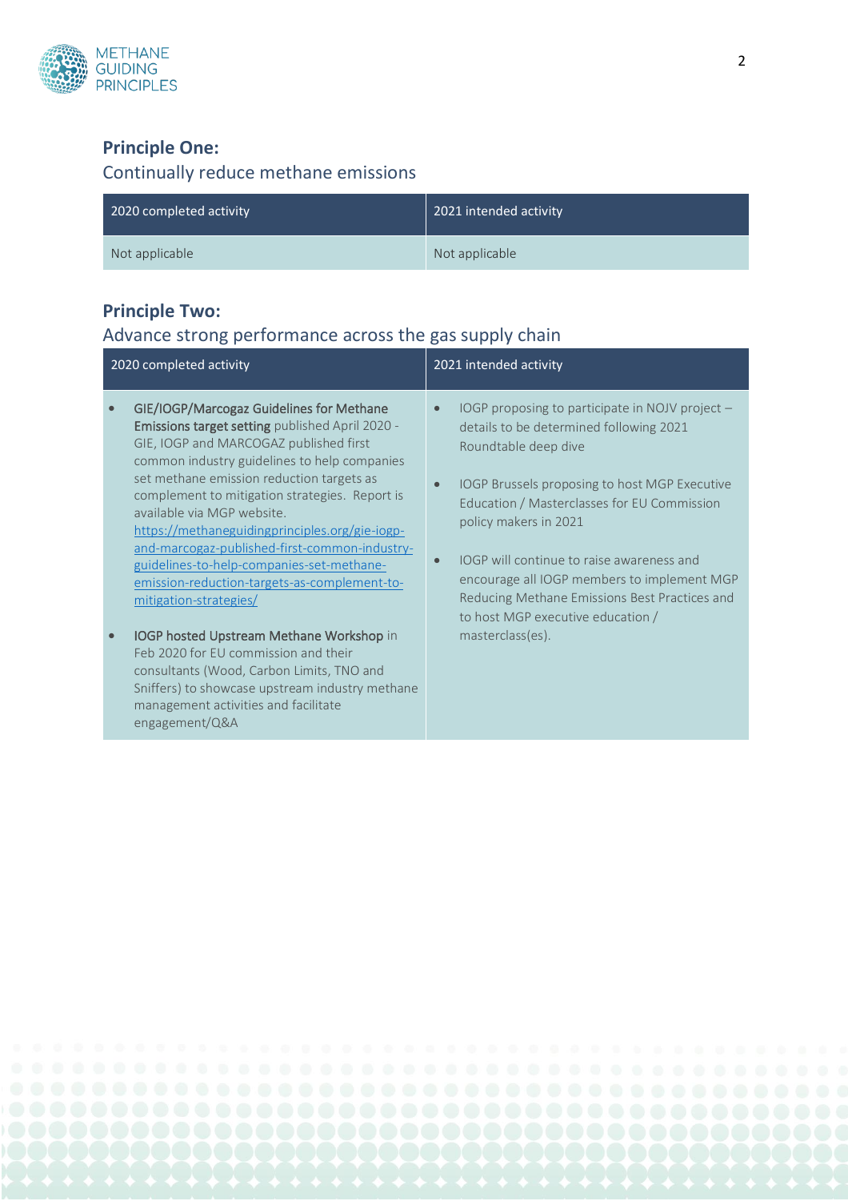## Principle One:

### Continually reduce methane emissions

| 2020 completed activity | 2021 intended activity |
|---|---|
| Not applicable | Not applicable |

## Principle Two:

### Advance strong performance across the gas supply chain

| 2020 completed activity | 2021 intended activity |
|---|---|
| • **GIE/IOGP/Marcogaz Guidelines for Methane Emissions target setting** published April 2020 - GIE, IOGP and MARCOGAZ published first common industry guidelines to help companies set methane emission reduction targets as complement to mitigation strategies. Report is available via MGP website. https://methaneguidingprinciples.org/gie-iogp-and-marcogaz-published-first-common-industry-guidelines-to-help-companies-set-methane-emission-reduction-targets-as-complement-to-mitigation-strategies/ <br><br> • **IOGP hosted Upstream Methane Workshop** in Feb 2020 for EU commission and their consultants (Wood, Carbon Limits, TNO and Sniffers) to showcase upstream industry methane management activities and facilitate engagement/Q&A | • IOGP proposing to participate in NOJV project – details to be determined following 2021 Roundtable deep dive <br><br> • IOGP Brussels proposing to host MGP Executive Education / Masterclasses for EU Commission policy makers in 2021 <br><br> • IOGP will continue to raise awareness and encourage all IOGP members to implement MGP Reducing Methane Emissions Best Practices and to host MGP executive education / masterclass(es). |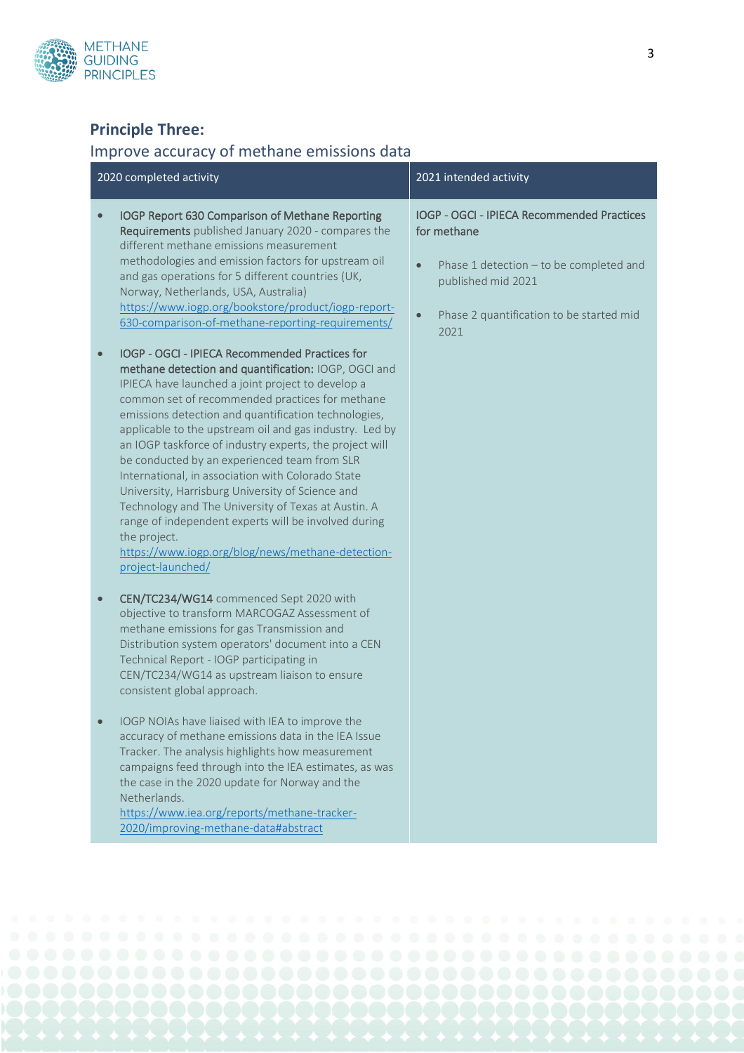## Principle Three:

Improve accuracy of methane emissions data

| 2020 completed activity | 2021 intended activity |
|---|---|
| <ul><li>**IOGP Report 630 Comparison of Methane Reporting Requirements** published January 2020 - compares the different methane emissions measurement methodologies and emission factors for upstream oil and gas operations for 5 different countries (UK, Norway, Netherlands, USA, Australia) [https://www.iogp.org/bookstore/product/iogp-report-630-comparison-of-methane-reporting-requirements/](https://www.iogp.org/bookstore/product/iogp-report-630-comparison-of-methane-reporting-requirements/)</li><li>**IOGP - OGCI - IPIECA Recommended Practices for methane detection and quantification:** IOGP, OGCI and IPIECA have launched a joint project to develop a common set of recommended practices for methane emissions detection and quantification technologies, applicable to the upstream oil and gas industry. Led by an IOGP taskforce of industry experts, the project will be conducted by an experienced team from SLR International, in association with Colorado State University, Harrisburg University of Science and Technology and The University of Texas at Austin. A range of independent experts will be involved during the project. [https://www.iogp.org/blog/news/methane-detection-project-launched/](https://www.iogp.org/blog/news/methane-detection-project-launched/)</li><li>**CEN/TC234/WG14** commenced Sept 2020 with objective to transform MARCOGAZ Assessment of methane emissions for gas Transmission and Distribution system operators' document into a CEN Technical Report - IOGP participating in CEN/TC234/WG14 as upstream liaison to ensure consistent global approach.</li><li>IOGP NOIAs have liaised with IEA to improve the accuracy of methane emissions data in the IEA Issue Tracker. The analysis highlights how measurement campaigns feed through into the IEA estimates, as was the case in the 2020 update for Norway and the Netherlands. [https://www.iea.org/reports/methane-tracker-2020/improving-methane-data#abstract](https://www.iea.org/reports/methane-tracker-2020/improving-methane-data#abstract)</li></ul> | **IOGP - OGCI - IPIECA Recommended Practices for methane**<ul><li>Phase 1 detection – to be completed and published mid 2021</li><li>Phase 2 quantification to be started mid 2021</li></ul> |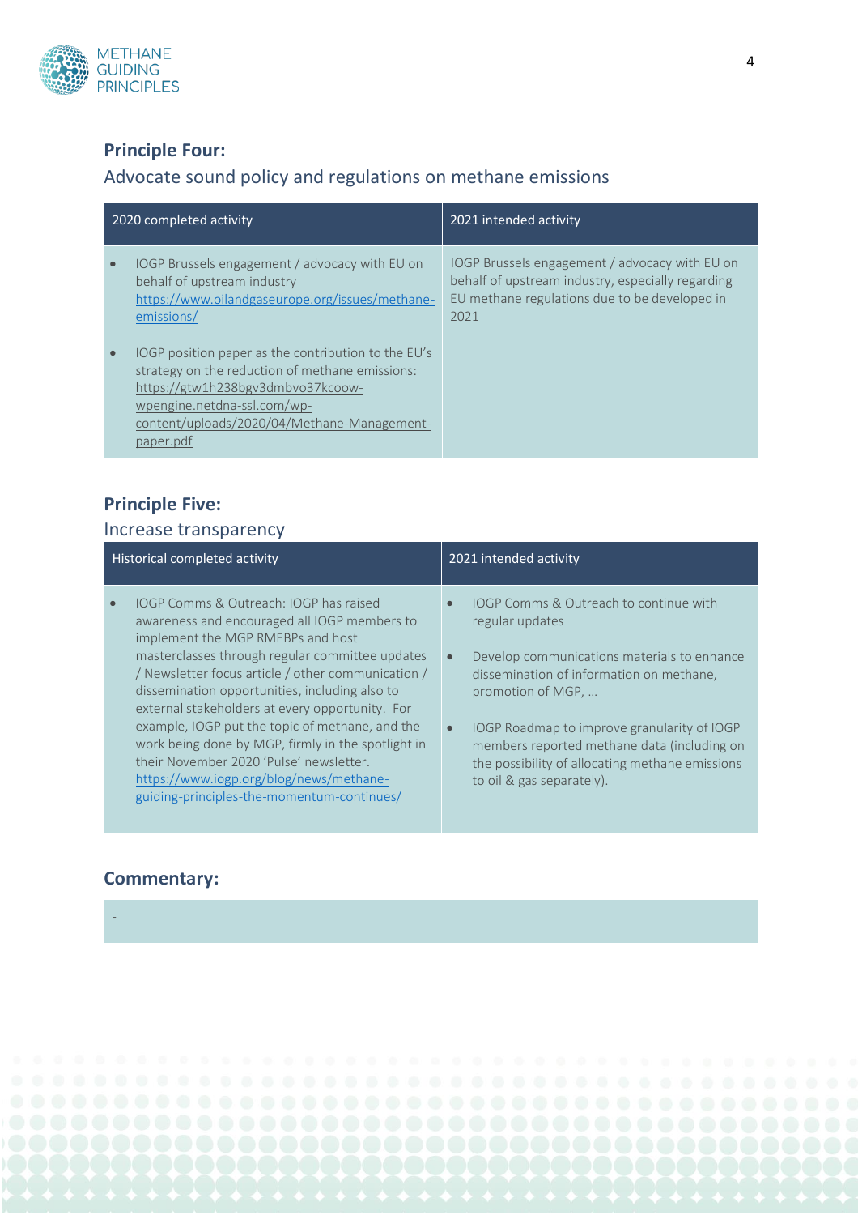## Principle Four:

### Advocate sound policy and regulations on methane emissions

| 2020 completed activity | 2021 intended activity |
|---|---|
| • IOGP Brussels engagement / advocacy with EU on behalf of upstream industry https://www.oilandgaseurope.org/issues/methane-emissions/<br><br>• IOGP position paper as the contribution to the EU's strategy on the reduction of methane emissions: https://gtw1h238bgv3dmbvo37kcoow-wpengine.netdna-ssl.com/wp-content/uploads/2020/04/Methane-Management-paper.pdf | IOGP Brussels engagement / advocacy with EU on behalf of upstream industry, especially regarding EU methane regulations due to be developed in 2021 |

## Principle Five:

### Increase transparency

| Historical completed activity | 2021 intended activity |
|---|---|
| • IOGP Comms & Outreach: IOGP has raised awareness and encouraged all IOGP members to implement the MGP RMEBPs and host masterclasses through regular committee updates / Newsletter focus article / other communication / dissemination opportunities, including also to external stakeholders at every opportunity. For example, IOGP put the topic of methane, and the work being done by MGP, firmly in the spotlight in their November 2020 'Pulse' newsletter. https://www.iogp.org/blog/news/methane-guiding-principles-the-momentum-continues/ | • IOGP Comms & Outreach to continue with regular updates<br><br>• Develop communications materials to enhance dissemination of information on methane, promotion of MGP, …<br><br>• IOGP Roadmap to improve granularity of IOGP members reported methane data (including on the possibility of allocating methane emissions to oil & gas separately). |

## Commentary:

-